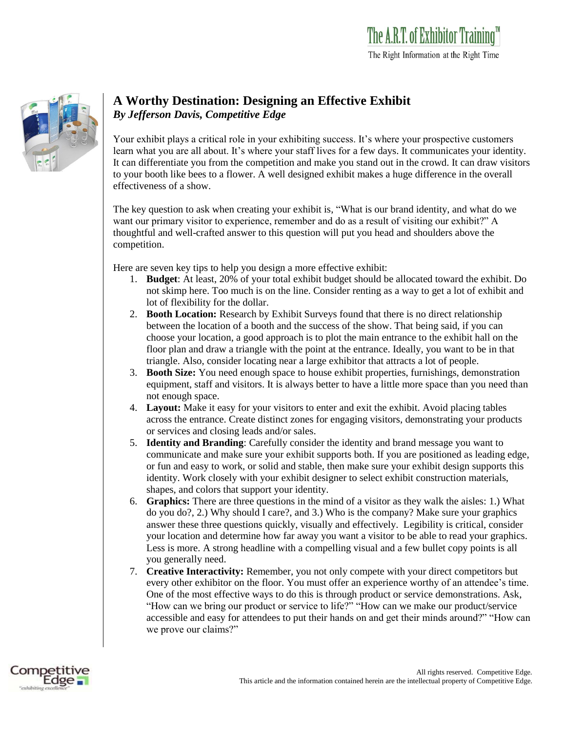# A Worthy Destination: Designing an Effective Exhibit

***By Jefferson Davis, Competitive Edge***

Your exhibit plays a critical role in your exhibiting success. It's where your prospective customers learn what you are all about. It's where your staff lives for a few days. It communicates your identity. It can differentiate you from the competition and make you stand out in the crowd. It can draw visitors to your booth like bees to a flower. A well designed exhibit makes a huge difference in the overall effectiveness of a show.

The key question to ask when creating your exhibit is, "What is our brand identity, and what do we want our primary visitor to experience, remember and do as a result of visiting our exhibit?" A thoughtful and well-crafted answer to this question will put you head and shoulders above the competition.

Here are seven key tips to help you design a more effective exhibit:

1. **Budget**: At least, 20% of your total exhibit budget should be allocated toward the exhibit. Do not skimp here. Too much is on the line. Consider renting as a way to get a lot of exhibit and lot of flexibility for the dollar.
2. **Booth Location:** Research by Exhibit Surveys found that there is no direct relationship between the location of a booth and the success of the show. That being said, if you can choose your location, a good approach is to plot the main entrance to the exhibit hall on the floor plan and draw a triangle with the point at the entrance. Ideally, you want to be in that triangle. Also, consider locating near a large exhibitor that attracts a lot of people.
3. **Booth Size:** You need enough space to house exhibit properties, furnishings, demonstration equipment, staff and visitors. It is always better to have a little more space than you need than not enough space.
4. **Layout:** Make it easy for your visitors to enter and exit the exhibit. Avoid placing tables across the entrance. Create distinct zones for engaging visitors, demonstrating your products or services and closing leads and/or sales.
5. **Identity and Branding**: Carefully consider the identity and brand message you want to communicate and make sure your exhibit supports both. If you are positioned as leading edge, or fun and easy to work, or solid and stable, then make sure your exhibit design supports this identity. Work closely with your exhibit designer to select exhibit construction materials, shapes, and colors that support your identity.
6. **Graphics:** There are three questions in the mind of a visitor as they walk the aisles: 1.) What do you do?, 2.) Why should I care?, and 3.) Who is the company? Make sure your graphics answer these three questions quickly, visually and effectively. Legibility is critical, consider your location and determine how far away you want a visitor to be able to read your graphics. Less is more. A strong headline with a compelling visual and a few bullet copy points is all you generally need.
7. **Creative Interactivity:** Remember, you not only compete with your direct competitors but every other exhibitor on the floor. You must offer an experience worthy of an attendee's time. One of the most effective ways to do this is through product or service demonstrations. Ask, "How can we bring our product or service to life?" "How can we make our product/service accessible and easy for attendees to put their hands on and get their minds around?" "How can we prove our claims?"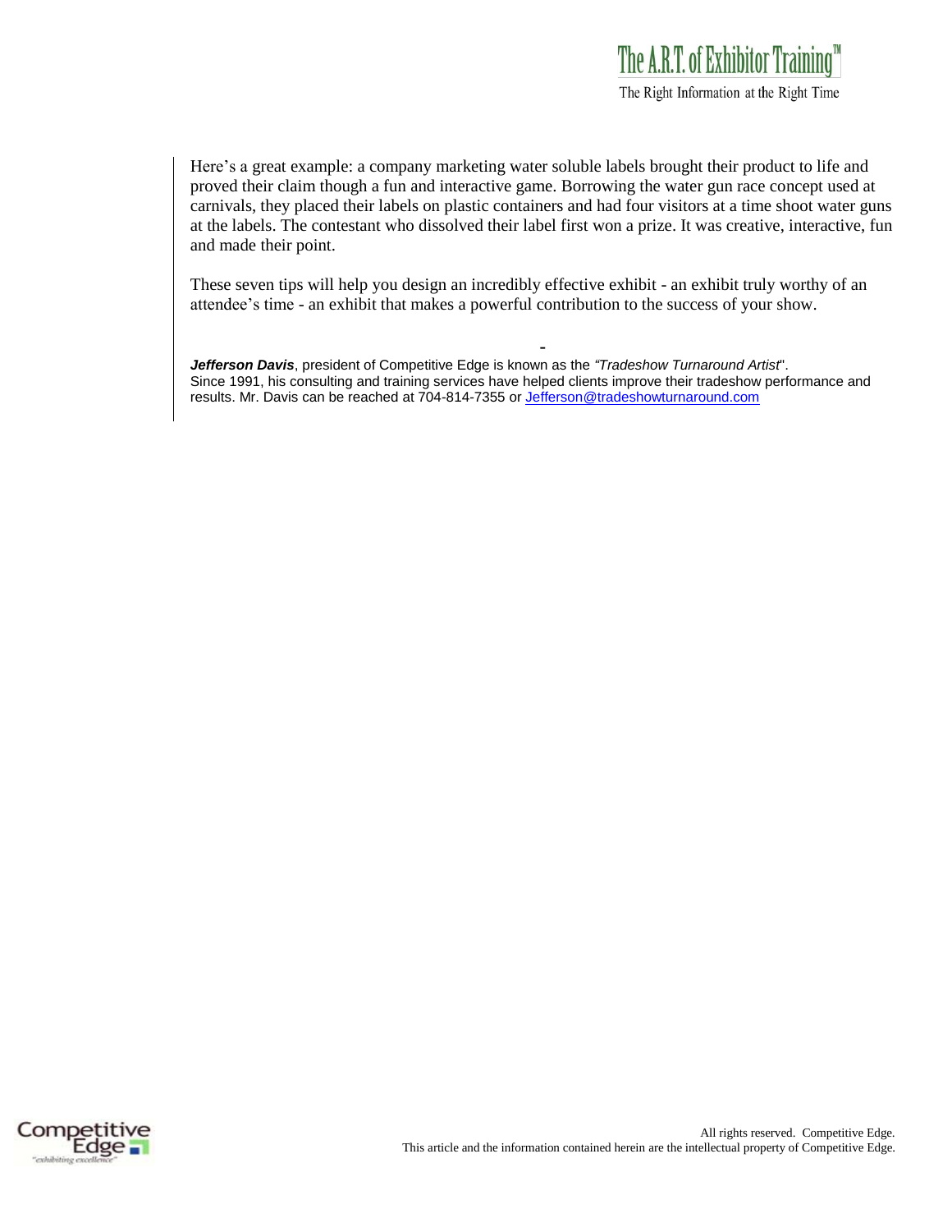Here's a great example: a company marketing water soluble labels brought their product to life and proved their claim though a fun and interactive game. Borrowing the water gun race concept used at carnivals, they placed their labels on plastic containers and had four visitors at a time shoot water guns at the labels. The contestant who dissolved their label first won a prize. It was creative, interactive, fun and made their point.

These seven tips will help you design an incredibly effective exhibit - an exhibit truly worthy of an attendee's time - an exhibit that makes a powerful contribution to the success of your show.

-

***Jefferson Davis***, president of Competitive Edge is known as the *"Tradeshow Turnaround Artist*". Since 1991, his consulting and training services have helped clients improve their tradeshow performance and results. Mr. Davis can be reached at 704-814-7355 or Jefferson@tradeshowturnaround.com